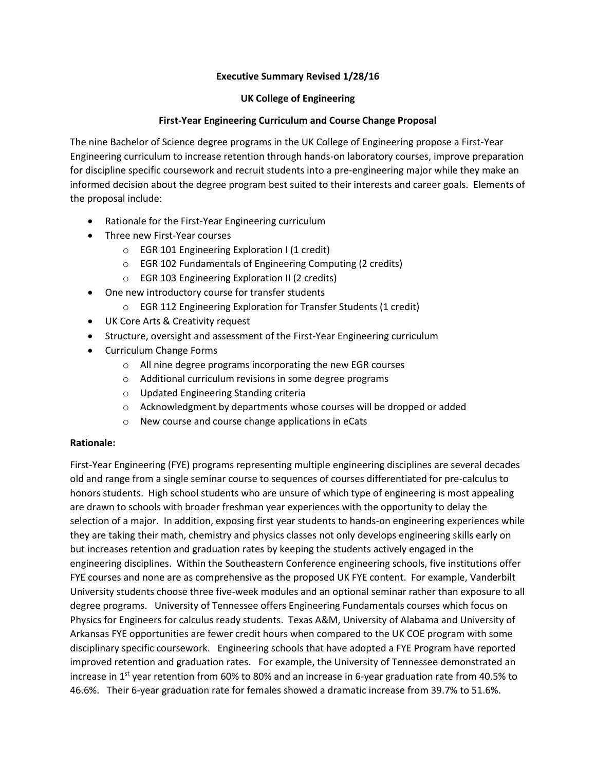**Executive Summary Revised 1/28/16**

**UK College of Engineering**

**First-Year Engineering Curriculum and Course Change Proposal**

The nine Bachelor of Science degree programs in the UK College of Engineering propose a First-Year Engineering curriculum to increase retention through hands-on laboratory courses, improve preparation for discipline specific coursework and recruit students into a pre-engineering major while they make an informed decision about the degree program best suited to their interests and career goals. Elements of the proposal include:

- Rationale for the First-Year Engineering curriculum
- Three new First-Year courses
  - EGR 101 Engineering Exploration I (1 credit)
  - EGR 102 Fundamentals of Engineering Computing (2 credits)
  - EGR 103 Engineering Exploration II (2 credits)
- One new introductory course for transfer students
  - EGR 112 Engineering Exploration for Transfer Students (1 credit)
- UK Core Arts & Creativity request
- Structure, oversight and assessment of the First-Year Engineering curriculum
- Curriculum Change Forms
  - All nine degree programs incorporating the new EGR courses
  - Additional curriculum revisions in some degree programs
  - Updated Engineering Standing criteria
  - Acknowledgment by departments whose courses will be dropped or added
  - New course and course change applications in eCats

**Rationale:**

First-Year Engineering (FYE) programs representing multiple engineering disciplines are several decades old and range from a single seminar course to sequences of courses differentiated for pre-calculus to honors students. High school students who are unsure of which type of engineering is most appealing are drawn to schools with broader freshman year experiences with the opportunity to delay the selection of a major. In addition, exposing first year students to hands-on engineering experiences while they are taking their math, chemistry and physics classes not only develops engineering skills early on but increases retention and graduation rates by keeping the students actively engaged in the engineering disciplines. Within the Southeastern Conference engineering schools, five institutions offer FYE courses and none are as comprehensive as the proposed UK FYE content. For example, Vanderbilt University students choose three five-week modules and an optional seminar rather than exposure to all degree programs. University of Tennessee offers Engineering Fundamentals courses which focus on Physics for Engineers for calculus ready students. Texas A&M, University of Alabama and University of Arkansas FYE opportunities are fewer credit hours when compared to the UK COE program with some disciplinary specific coursework. Engineering schools that have adopted a FYE Program have reported improved retention and graduation rates. For example, the University of Tennessee demonstrated an increase in 1st year retention from 60% to 80% and an increase in 6-year graduation rate from 40.5% to 46.6%. Their 6-year graduation rate for females showed a dramatic increase from 39.7% to 51.6%.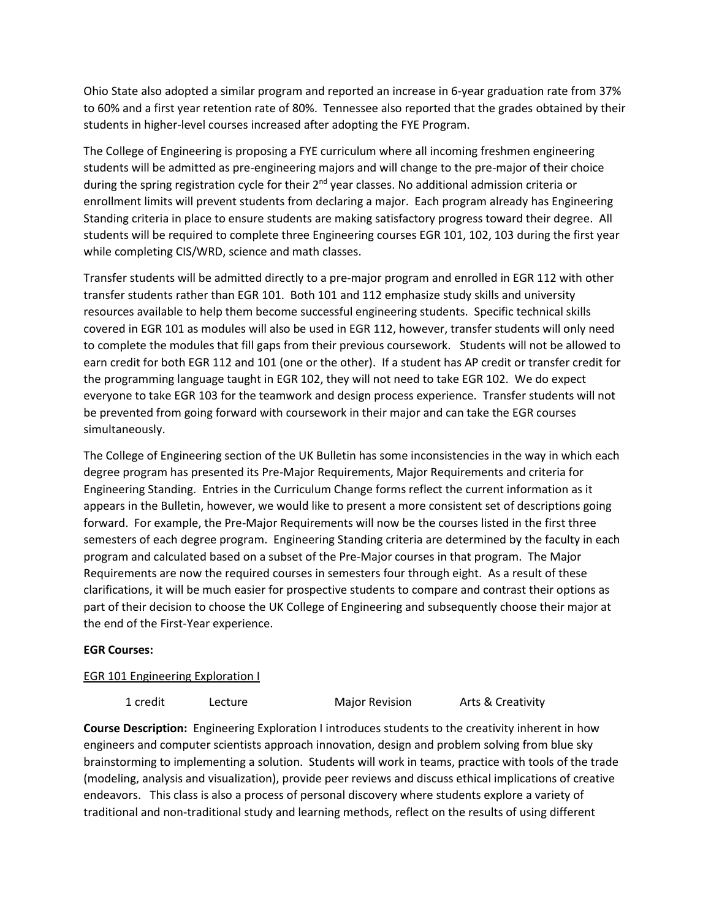Ohio State also adopted a similar program and reported an increase in 6-year graduation rate from 37% to 60% and a first year retention rate of 80%. Tennessee also reported that the grades obtained by their students in higher-level courses increased after adopting the FYE Program.

The College of Engineering is proposing a FYE curriculum where all incoming freshmen engineering students will be admitted as pre-engineering majors and will change to the pre-major of their choice during the spring registration cycle for their 2nd year classes. No additional admission criteria or enrollment limits will prevent students from declaring a major. Each program already has Engineering Standing criteria in place to ensure students are making satisfactory progress toward their degree. All students will be required to complete three Engineering courses EGR 101, 102, 103 during the first year while completing CIS/WRD, science and math classes.

Transfer students will be admitted directly to a pre-major program and enrolled in EGR 112 with other transfer students rather than EGR 101. Both 101 and 112 emphasize study skills and university resources available to help them become successful engineering students. Specific technical skills covered in EGR 101 as modules will also be used in EGR 112, however, transfer students will only need to complete the modules that fill gaps from their previous coursework. Students will not be allowed to earn credit for both EGR 112 and 101 (one or the other). If a student has AP credit or transfer credit for the programming language taught in EGR 102, they will not need to take EGR 102. We do expect everyone to take EGR 103 for the teamwork and design process experience. Transfer students will not be prevented from going forward with coursework in their major and can take the EGR courses simultaneously.

The College of Engineering section of the UK Bulletin has some inconsistencies in the way in which each degree program has presented its Pre-Major Requirements, Major Requirements and criteria for Engineering Standing. Entries in the Curriculum Change forms reflect the current information as it appears in the Bulletin, however, we would like to present a more consistent set of descriptions going forward. For example, the Pre-Major Requirements will now be the courses listed in the first three semesters of each degree program. Engineering Standing criteria are determined by the faculty in each program and calculated based on a subset of the Pre-Major courses in that program. The Major Requirements are now the required courses in semesters four through eight. As a result of these clarifications, it will be much easier for prospective students to compare and contrast their options as part of their decision to choose the UK College of Engineering and subsequently choose their major at the end of the First-Year experience.

**EGR Courses:**

EGR 101 Engineering Exploration I

1 credit Lecture Major Revision Arts & Creativity

**Course Description:** Engineering Exploration I introduces students to the creativity inherent in how engineers and computer scientists approach innovation, design and problem solving from blue sky brainstorming to implementing a solution. Students will work in teams, practice with tools of the trade (modeling, analysis and visualization), provide peer reviews and discuss ethical implications of creative endeavors. This class is also a process of personal discovery where students explore a variety of traditional and non-traditional study and learning methods, reflect on the results of using different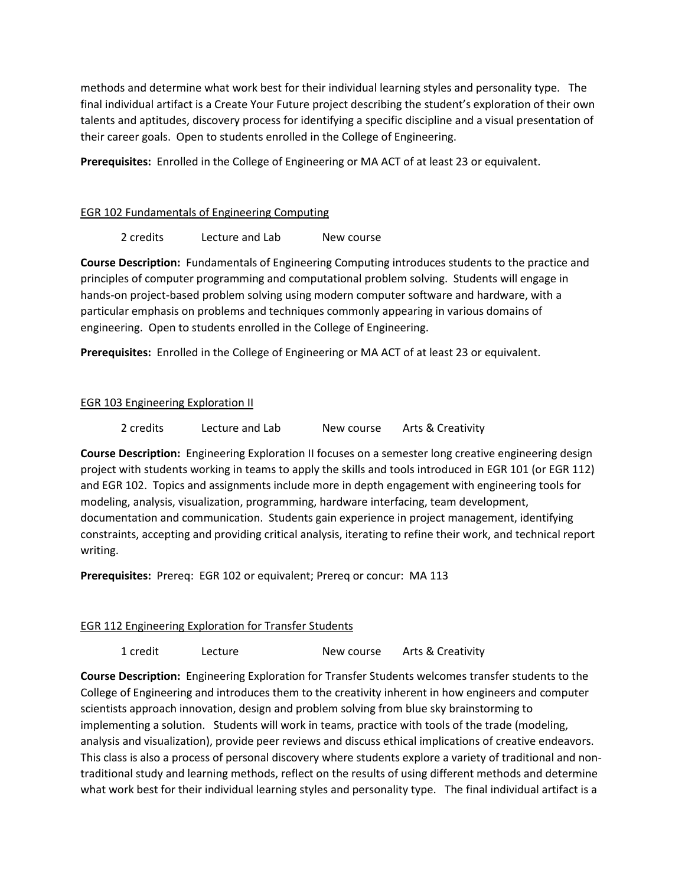methods and determine what work best for their individual learning styles and personality type. The final individual artifact is a Create Your Future project describing the student's exploration of their own talents and aptitudes, discovery process for identifying a specific discipline and a visual presentation of their career goals. Open to students enrolled in the College of Engineering.

**Prerequisites:** Enrolled in the College of Engineering or MA ACT of at least 23 or equivalent.

<u>EGR 102 Fundamentals of Engineering Computing</u>

2 credits Lecture and Lab New course

**Course Description:** Fundamentals of Engineering Computing introduces students to the practice and principles of computer programming and computational problem solving. Students will engage in hands-on project-based problem solving using modern computer software and hardware, with a particular emphasis on problems and techniques commonly appearing in various domains of engineering. Open to students enrolled in the College of Engineering.

**Prerequisites:** Enrolled in the College of Engineering or MA ACT of at least 23 or equivalent.

<u>EGR 103 Engineering Exploration II</u>

2 credits Lecture and Lab New course Arts & Creativity

**Course Description:** Engineering Exploration II focuses on a semester long creative engineering design project with students working in teams to apply the skills and tools introduced in EGR 101 (or EGR 112) and EGR 102. Topics and assignments include more in depth engagement with engineering tools for modeling, analysis, visualization, programming, hardware interfacing, team development, documentation and communication. Students gain experience in project management, identifying constraints, accepting and providing critical analysis, iterating to refine their work, and technical report writing.

**Prerequisites:** Prereq: EGR 102 or equivalent; Prereq or concur: MA 113

<u>EGR 112 Engineering Exploration for Transfer Students</u>

1 credit Lecture New course Arts & Creativity

**Course Description:** Engineering Exploration for Transfer Students welcomes transfer students to the College of Engineering and introduces them to the creativity inherent in how engineers and computer scientists approach innovation, design and problem solving from blue sky brainstorming to implementing a solution. Students will work in teams, practice with tools of the trade (modeling, analysis and visualization), provide peer reviews and discuss ethical implications of creative endeavors. This class is also a process of personal discovery where students explore a variety of traditional and non-traditional study and learning methods, reflect on the results of using different methods and determine what work best for their individual learning styles and personality type. The final individual artifact is a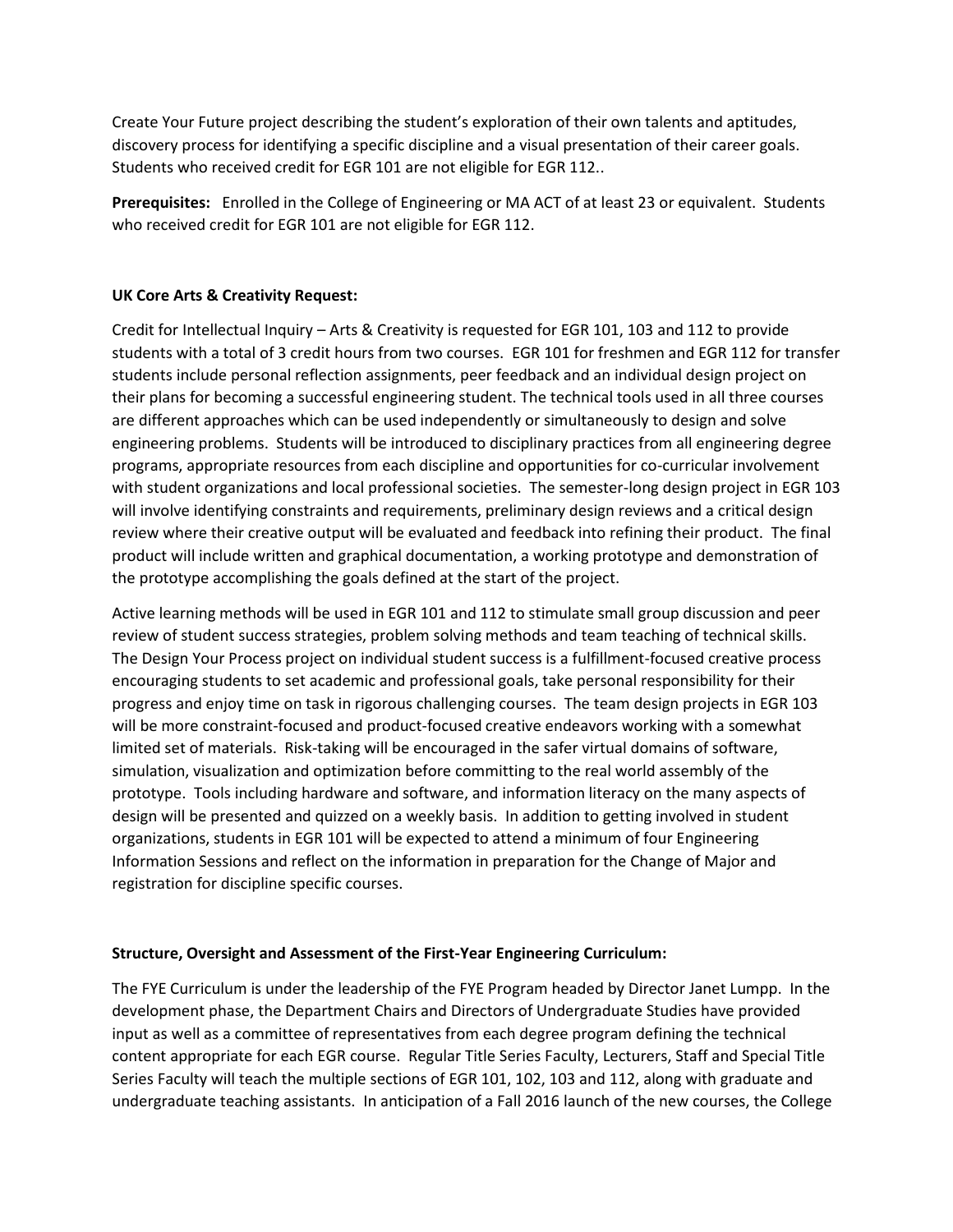Create Your Future project describing the student's exploration of their own talents and aptitudes, discovery process for identifying a specific discipline and a visual presentation of their career goals. Students who received credit for EGR 101 are not eligible for EGR 112..

**Prerequisites:** Enrolled in the College of Engineering or MA ACT of at least 23 or equivalent. Students who received credit for EGR 101 are not eligible for EGR 112.

**UK Core Arts & Creativity Request:**

Credit for Intellectual Inquiry – Arts & Creativity is requested for EGR 101, 103 and 112 to provide students with a total of 3 credit hours from two courses. EGR 101 for freshmen and EGR 112 for transfer students include personal reflection assignments, peer feedback and an individual design project on their plans for becoming a successful engineering student. The technical tools used in all three courses are different approaches which can be used independently or simultaneously to design and solve engineering problems. Students will be introduced to disciplinary practices from all engineering degree programs, appropriate resources from each discipline and opportunities for co-curricular involvement with student organizations and local professional societies. The semester-long design project in EGR 103 will involve identifying constraints and requirements, preliminary design reviews and a critical design review where their creative output will be evaluated and feedback into refining their product. The final product will include written and graphical documentation, a working prototype and demonstration of the prototype accomplishing the goals defined at the start of the project.

Active learning methods will be used in EGR 101 and 112 to stimulate small group discussion and peer review of student success strategies, problem solving methods and team teaching of technical skills. The Design Your Process project on individual student success is a fulfillment-focused creative process encouraging students to set academic and professional goals, take personal responsibility for their progress and enjoy time on task in rigorous challenging courses. The team design projects in EGR 103 will be more constraint-focused and product-focused creative endeavors working with a somewhat limited set of materials. Risk-taking will be encouraged in the safer virtual domains of software, simulation, visualization and optimization before committing to the real world assembly of the prototype. Tools including hardware and software, and information literacy on the many aspects of design will be presented and quizzed on a weekly basis. In addition to getting involved in student organizations, students in EGR 101 will be expected to attend a minimum of four Engineering Information Sessions and reflect on the information in preparation for the Change of Major and registration for discipline specific courses.

**Structure, Oversight and Assessment of the First-Year Engineering Curriculum:**

The FYE Curriculum is under the leadership of the FYE Program headed by Director Janet Lumpp. In the development phase, the Department Chairs and Directors of Undergraduate Studies have provided input as well as a committee of representatives from each degree program defining the technical content appropriate for each EGR course. Regular Title Series Faculty, Lecturers, Staff and Special Title Series Faculty will teach the multiple sections of EGR 101, 102, 103 and 112, along with graduate and undergraduate teaching assistants. In anticipation of a Fall 2016 launch of the new courses, the College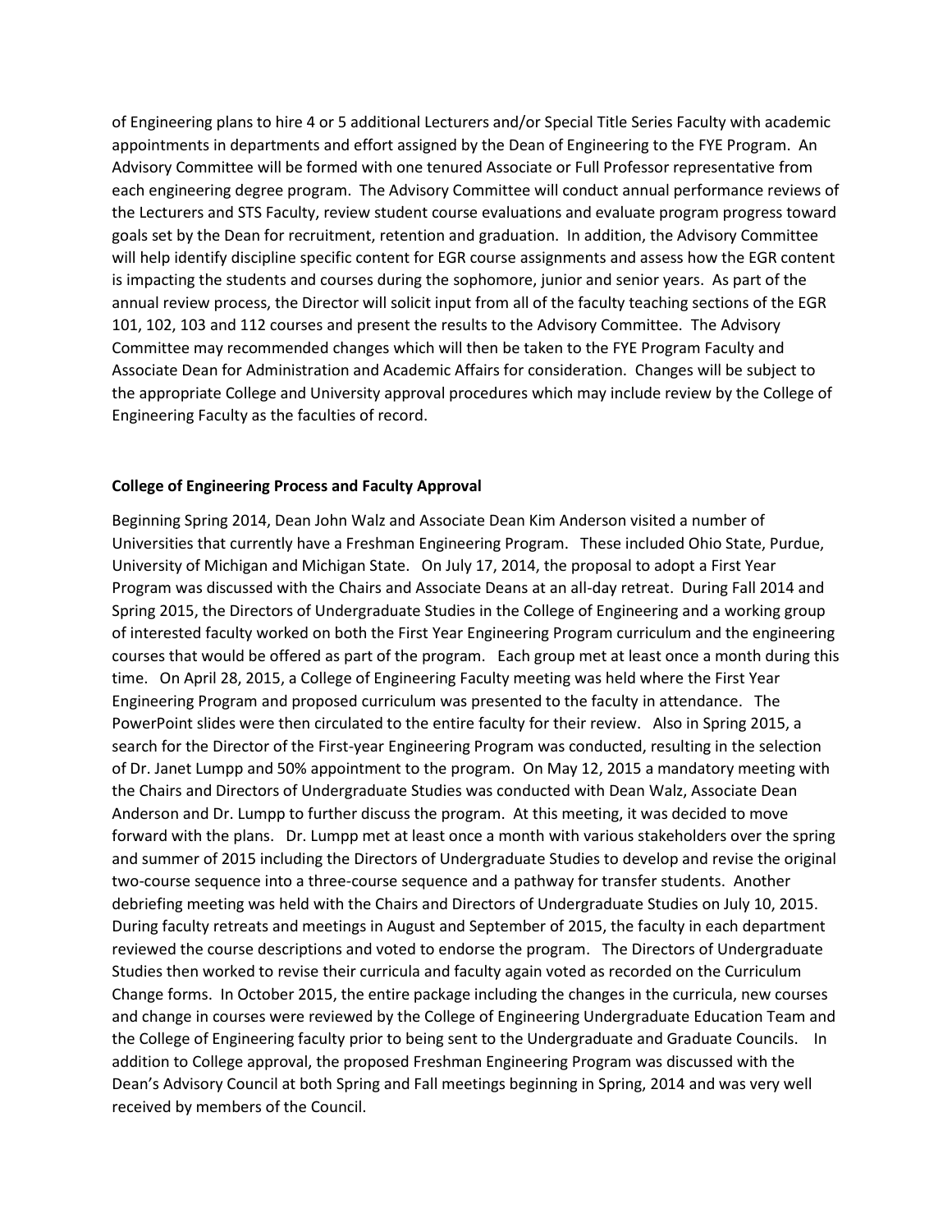of Engineering plans to hire 4 or 5 additional Lecturers and/or Special Title Series Faculty with academic appointments in departments and effort assigned by the Dean of Engineering to the FYE Program. An Advisory Committee will be formed with one tenured Associate or Full Professor representative from each engineering degree program. The Advisory Committee will conduct annual performance reviews of the Lecturers and STS Faculty, review student course evaluations and evaluate program progress toward goals set by the Dean for recruitment, retention and graduation. In addition, the Advisory Committee will help identify discipline specific content for EGR course assignments and assess how the EGR content is impacting the students and courses during the sophomore, junior and senior years. As part of the annual review process, the Director will solicit input from all of the faculty teaching sections of the EGR 101, 102, 103 and 112 courses and present the results to the Advisory Committee. The Advisory Committee may recommended changes which will then be taken to the FYE Program Faculty and Associate Dean for Administration and Academic Affairs for consideration. Changes will be subject to the appropriate College and University approval procedures which may include review by the College of Engineering Faculty as the faculties of record.

**College of Engineering Process and Faculty Approval**

Beginning Spring 2014, Dean John Walz and Associate Dean Kim Anderson visited a number of Universities that currently have a Freshman Engineering Program. These included Ohio State, Purdue, University of Michigan and Michigan State. On July 17, 2014, the proposal to adopt a First Year Program was discussed with the Chairs and Associate Deans at an all-day retreat. During Fall 2014 and Spring 2015, the Directors of Undergraduate Studies in the College of Engineering and a working group of interested faculty worked on both the First Year Engineering Program curriculum and the engineering courses that would be offered as part of the program. Each group met at least once a month during this time. On April 28, 2015, a College of Engineering Faculty meeting was held where the First Year Engineering Program and proposed curriculum was presented to the faculty in attendance. The PowerPoint slides were then circulated to the entire faculty for their review. Also in Spring 2015, a search for the Director of the First-year Engineering Program was conducted, resulting in the selection of Dr. Janet Lumpp and 50% appointment to the program. On May 12, 2015 a mandatory meeting with the Chairs and Directors of Undergraduate Studies was conducted with Dean Walz, Associate Dean Anderson and Dr. Lumpp to further discuss the program. At this meeting, it was decided to move forward with the plans. Dr. Lumpp met at least once a month with various stakeholders over the spring and summer of 2015 including the Directors of Undergraduate Studies to develop and revise the original two-course sequence into a three-course sequence and a pathway for transfer students. Another debriefing meeting was held with the Chairs and Directors of Undergraduate Studies on July 10, 2015. During faculty retreats and meetings in August and September of 2015, the faculty in each department reviewed the course descriptions and voted to endorse the program. The Directors of Undergraduate Studies then worked to revise their curricula and faculty again voted as recorded on the Curriculum Change forms. In October 2015, the entire package including the changes in the curricula, new courses and change in courses were reviewed by the College of Engineering Undergraduate Education Team and the College of Engineering faculty prior to being sent to the Undergraduate and Graduate Councils. In addition to College approval, the proposed Freshman Engineering Program was discussed with the Dean's Advisory Council at both Spring and Fall meetings beginning in Spring, 2014 and was very well received by members of the Council.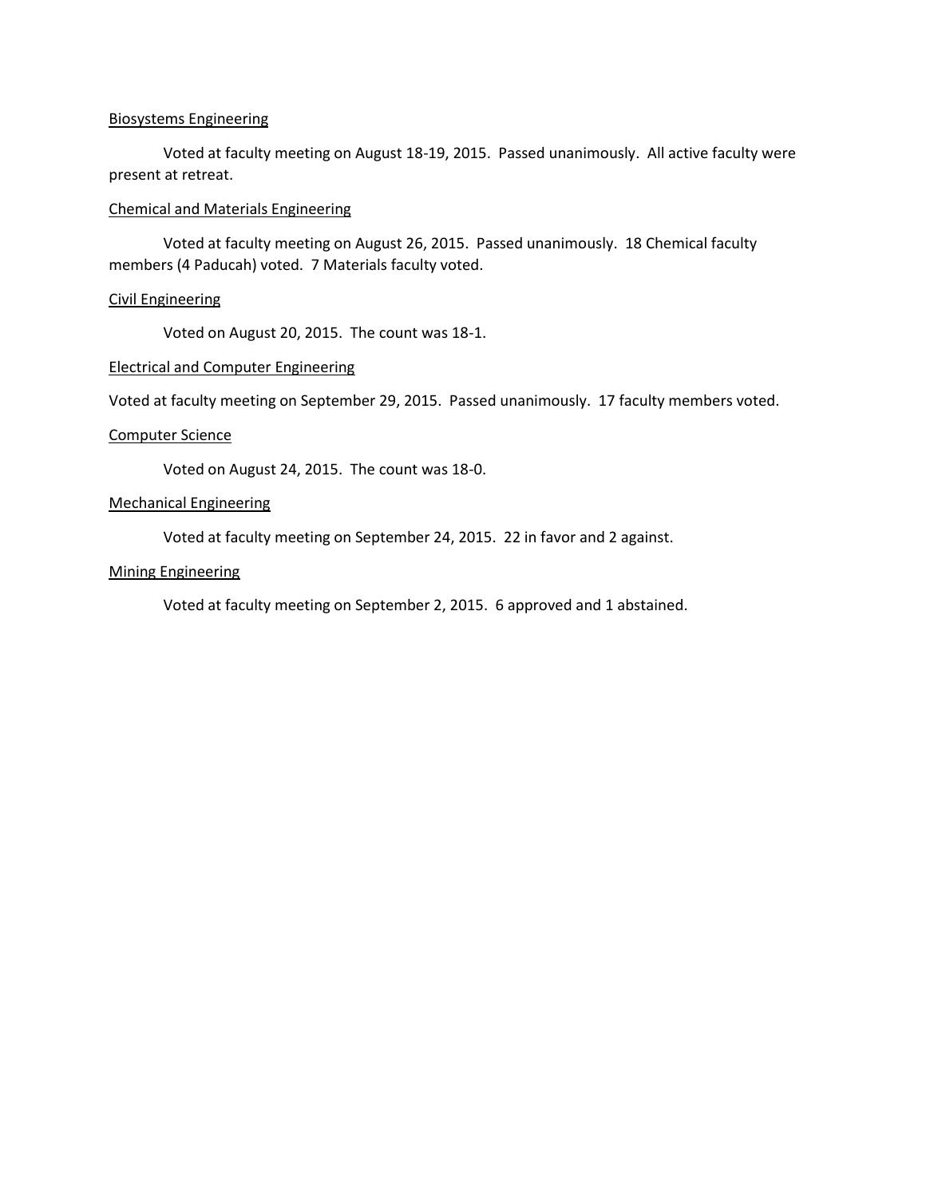Biosystems Engineering

Voted at faculty meeting on August 18-19, 2015. Passed unanimously. All active faculty were present at retreat.

Chemical and Materials Engineering

Voted at faculty meeting on August 26, 2015. Passed unanimously. 18 Chemical faculty members (4 Paducah) voted. 7 Materials faculty voted.

Civil Engineering

Voted on August 20, 2015. The count was 18-1.

Electrical and Computer Engineering

Voted at faculty meeting on September 29, 2015. Passed unanimously. 17 faculty members voted.

Computer Science

Voted on August 24, 2015. The count was 18-0.

Mechanical Engineering

Voted at faculty meeting on September 24, 2015. 22 in favor and 2 against.

Mining Engineering

Voted at faculty meeting on September 2, 2015. 6 approved and 1 abstained.